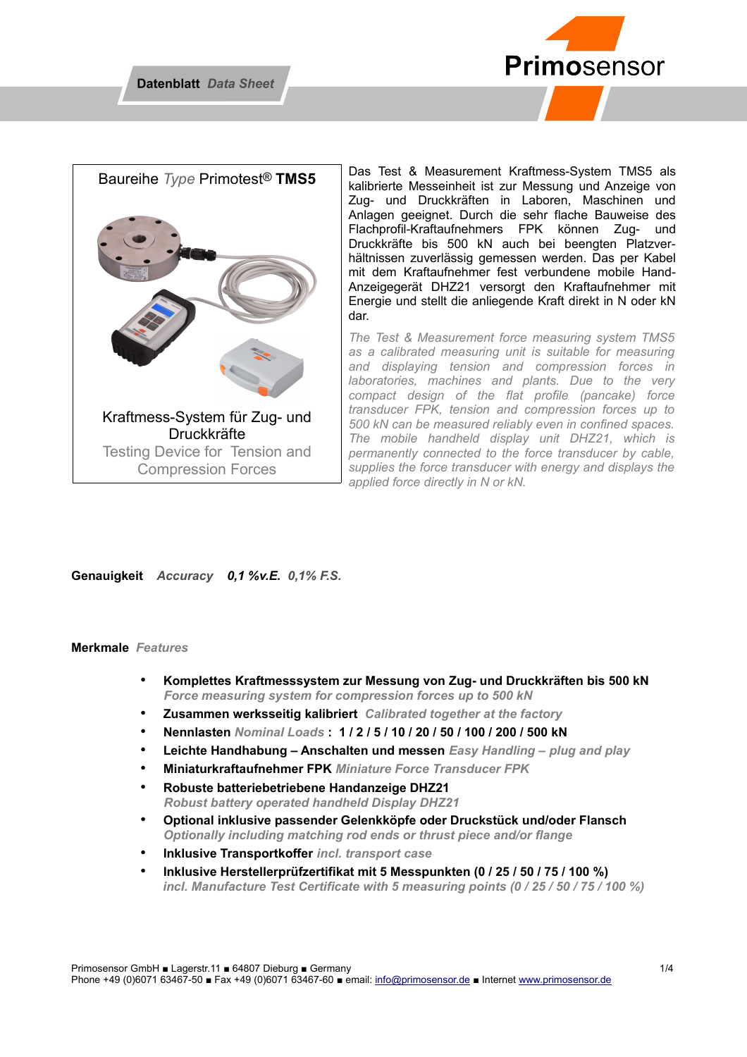**Datenblatt** *Data Sheet*

# Baureihe *Type* Primotest® **TMS5**

Kraftmess-System für Zug- und Druckkräfte

Testing Device for Tension and Compression Forces

Das Test & Measurement Kraftmess-System TMS5 als kalibrierte Messeinheit ist zur Messung und Anzeige von Zug- und Druckkräften in Laboren, Maschinen und Anlagen geeignet. Durch die sehr flache Bauweise des Flachprofil-Kraftaufnehmers FPK können Zug- und Druckkräfte bis 500 kN auch bei beengten Platzverhältnissen zuverlässig gemessen werden. Das per Kabel mit dem Kraftaufnehmer fest verbundene mobile Hand-Anzeigegerät DHZ21 versorgt den Kraftaufnehmer mit Energie und stellt die anliegende Kraft direkt in N oder kN dar.

*The Test & Measurement force measuring system TMS5 as a calibrated measuring unit is suitable for measuring and displaying tension and compression forces in laboratories, machines and plants. Due to the very compact design of the flat profile (pancake) force transducer FPK, tension and compression forces up to 500 kN can be measured reliably even in confined spaces. The mobile handheld display unit DHZ21, which is permanently connected to the force transducer by cable, supplies the force transducer with energy and displays the applied force directly in N or kN.*

**Genauigkeit** *Accuracy* ***0,1 %v.E.*** *0,1% F.S.*

**Merkmale** *Features*

- **Komplettes Kraftmesssystem zur Messung von Zug- und Druckkräften bis 500 kN**
  ***Force measuring system for compression forces up to 500 kN***
- **Zusammen werksseitig kalibriert** *Calibrated together at the factory*
- **Nennlasten** *Nominal Loads* **: 1 / 2 / 5 / 10 / 20 / 50 / 100 / 200 / 500 kN**
- **Leichte Handhabung – Anschalten und messen** *Easy Handling – plug and play*
- **Miniaturkraftaufnehmer FPK** *Miniature Force Transducer FPK*
- **Robuste batteriebetriebene Handanzeige DHZ21**
  ***Robust battery operated handheld Display DHZ21***
- **Optional inklusive passender Gelenkköpfe oder Druckstück und/oder Flansch**
  ***Optionally including matching rod ends or thrust piece and/or flange***
- **Inklusive Transportkoffer** *incl. transport case*
- **Inklusive Herstellerprüfzertifikat mit 5 Messpunkten (0 / 25 / 50 / 75 / 100 %)**
  ***incl. Manufacture Test Certificate with 5 measuring points (0 / 25 / 50 / 75 / 100 %)***

Primosensor GmbH ■ Lagerstr.11 ■ 64807 Dieburg ■ Germany
Phone +49 (0)6071 63467-50 ■ Fax +49 (0)6071 63467-60 ■ email: info@primosensor.de ■ Internet www.primosensor.de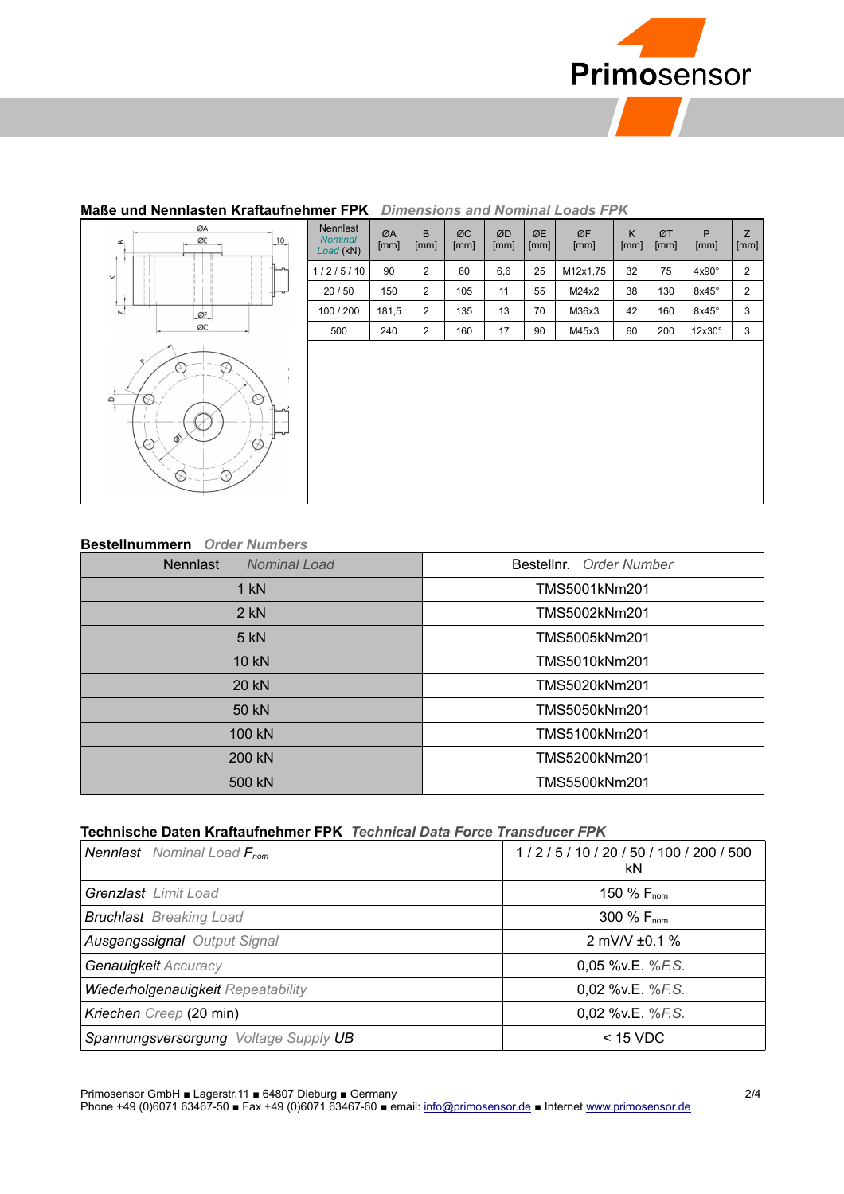## Maße und Nennlasten Kraftaufnehmer FPK *Dimensions and Nominal Loads FPK*

| Nennlast *Nominal Load* (kN) | ØA [mm] | B [mm] | ØC [mm] | ØD [mm] | ØE [mm] | ØF [mm] | K [mm] | ØT [mm] | P [mm] | Z [mm] |
|---|---|---|---|---|---|---|---|---|---|---|
| 1 / 2 / 5 / 10 | 90 | 2 | 60 | 6,6 | 25 | M12x1,75 | 32 | 75 | 4x90° | 2 |
| 20 / 50 | 150 | 2 | 105 | 11 | 55 | M24x2 | 38 | 130 | 8x45° | 2 |
| 100 / 200 | 181,5 | 2 | 135 | 13 | 70 | M36x3 | 42 | 160 | 8x45° | 3 |
| 500 | 240 | 2 | 160 | 17 | 90 | M45x3 | 60 | 200 | 12x30° | 3 |

## Bestellnummern *Order Numbers*

| Nennlast *Nominal Load* | Bestellnr. *Order Number* |
|---|---|
| 1 kN | TMS5001kNm201 |
| 2 kN | TMS5002kNm201 |
| 5 kN | TMS5005kNm201 |
| 10 kN | TMS5010kNm201 |
| 20 kN | TMS5020kNm201 |
| 50 kN | TMS5050kNm201 |
| 100 kN | TMS5100kNm201 |
| 200 kN | TMS5200kNm201 |
| 500 kN | TMS5500kNm201 |

## Technische Daten Kraftaufnehmer FPK *Technical Data Force Transducer FPK*

| | |
|---|---|
| *Nennlast Nominal Load* $F_{nom}$ | 1 / 2 / 5 / 10 / 20 / 50 / 100 / 200 / 500 kN |
| *Grenzlast Limit Load* | 150 % $F_{nom}$ |
| *Bruchlast Breaking Load* | 300 % $F_{nom}$ |
| *Ausgangssignal Output Signal* | 2 mV/V ±0.1 % |
| *Genauigkeit Accuracy* | 0,05 %v.E. *%F.S.* |
| *Wiederholgenauigkeit Repeatability* | 0,02 %v.E. *%F.S.* |
| *Kriechen Creep* (20 min) | 0,02 %v.E. *%F.S.* |
| *Spannungsversorgung Voltage Supply UB* | < 15 VDC |

Primosensor GmbH ■ Lagerstr.11 ■ 64807 Dieburg ■ Germany
Phone +49 (0)6071 63467-50 ■ Fax +49 (0)6071 63467-60 ■ email: info@primosensor.de ■ Internet www.primosensor.de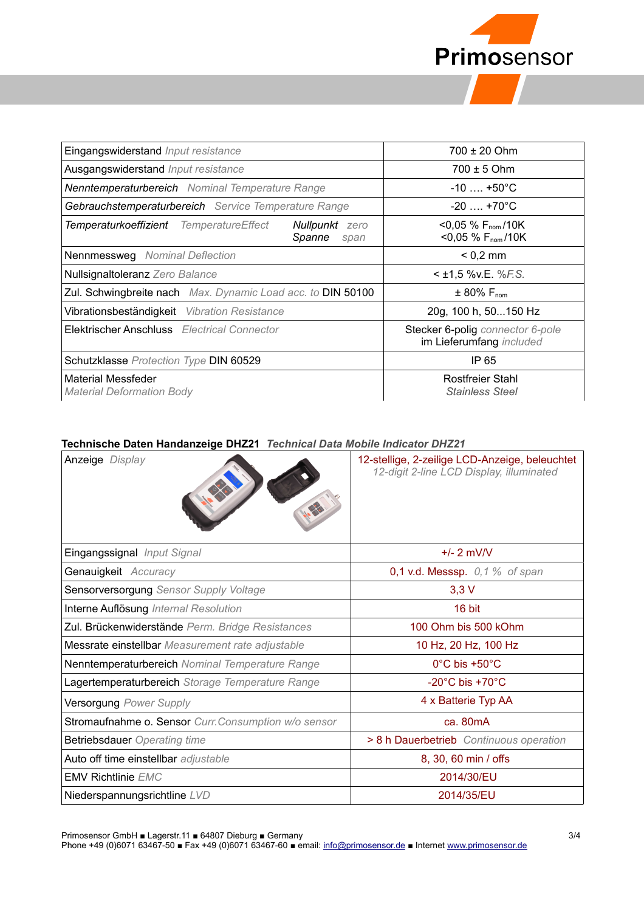| Eingangswiderstand *Input resistance* | 700 ± 20 Ohm |
|---|---|
| Ausgangswiderstand *Input resistance* | 700 ± 5 Ohm |
| *Nenntemperaturbereich* *Nominal Temperature Range* | -10 …. +50°C |
| *Gebrauchstemperaturbereich* *Service Temperature Range* | -20 …. +70°C |
| *Temperaturkoeffizient* *TemperatureEffect* *Nullpunkt* *zero* / *Spanne* *span* | <0,05 % $F_{nom}$/10K <br> <0,05 % $F_{nom}$/10K |
| Nennmessweg *Nominal Deflection* | < 0,2 mm |
| Nullsignaltoleranz *Zero Balance* | < ±1,5 %v.E. *%F.S.* |
| Zul. Schwingbreite nach *Max. Dynamic Load acc. to* DIN 50100 | ± 80% $F_{nom}$ |
| Vibrationsbeständigkeit *Vibration Resistance* | 20g, 100 h, 50...150 Hz |
| Elektrischer Anschluss *Electrical Connector* | Stecker 6-polig *connector 6-pole* <br> im Lieferumfang *included* |
| Schutzklasse *Protection Type* DIN 60529 | IP 65 |
| Material Messfeder <br> *Material Deformation Body* | Rostfreier Stahl <br> *Stainless Steel* |

**Technische Daten Handanzeige DHZ21** ***Technical Data Mobile Indicator DHZ21***

| Anzeige *Display* | 12-stellige, 2-zeilige LCD-Anzeige, beleuchtet <br> *12-digit 2-line LCD Display, illuminated* |
|---|---|
| Eingangssignal *Input Signal* | +/- 2 mV/V |
| Genauigkeit *Accuracy* | 0,1 v.d. Messsp. *0,1 % of span* |
| Sensorversorgung *Sensor Supply Voltage* | 3,3 V |
| Interne Auflösung *Internal Resolution* | 16 bit |
| Zul. Brückenwiderstände *Perm. Bridge Resistances* | 100 Ohm bis 500 kOhm |
| Messrate einstellbar *Measurement rate adjustable* | 10 Hz, 20 Hz, 100 Hz |
| Nenntemperaturbereich *Nominal Temperature Range* | 0°C bis +50°C |
| Lagertemperaturbereich *Storage Temperature Range* | -20°C bis +70°C |
| Versorgung *Power Supply* | 4 x Batterie Typ AA |
| Stromaufnahme o. Sensor *Curr.Consumption w/o sensor* | ca. 80mA |
| Betriebsdauer *Operating time* | > 8 h Dauerbetrieb *Continuous operation* |
| Auto off time einstellbar *adjustable* | 8, 30, 60 min / offs |
| EMV Richtlinie *EMC* | 2014/30/EU |
| Niederspannungsrichtlinie *LVD* | 2014/35/EU |

Primosensor GmbH ■ Lagerstr.11 ■ 64807 Dieburg ■ Germany
Phone +49 (0)6071 63467-50 ■ Fax +49 (0)6071 63467-60 ■ email: info@primosensor.de ■ Internet www.primosensor.de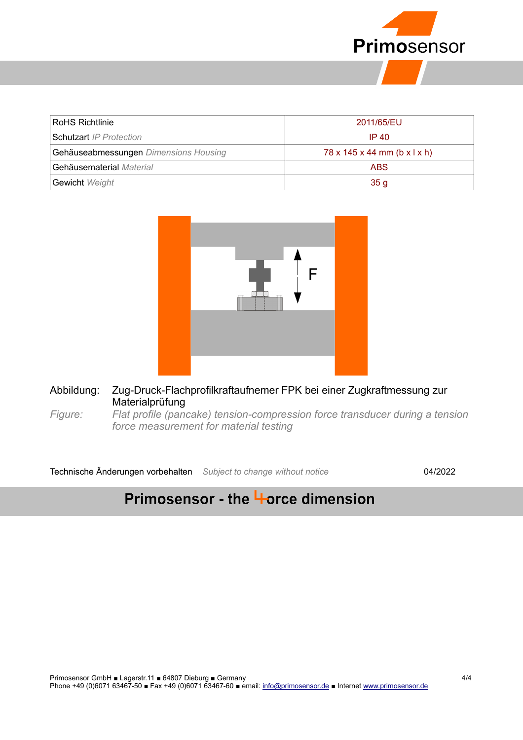| | |
|---|---|
| RoHS Richtlinie | 2011/65/EU |
| Schutzart *IP Protection* | IP 40 |
| Gehäuseabmessungen *Dimensions Housing* | 78 x 145 x 44 mm (b x l x h) |
| Gehäusematerial *Material* | ABS |
| Gewicht *Weight* | 35 g |

F

Abbildung: Zug-Druck-Flachprofilkraftaufnemer FPK bei einer Zugkraftmessung zur Materialprüfung

*Figure: Flat profile (pancake) tension-compression force transducer during a tension force measurement for material testing*

Technische Änderungen vorbehalten *Subject to change without notice* 04/2022

**Primosensor - the 4orce dimension**

Primosensor GmbH ■ Lagerstr.11 ■ 64807 Dieburg ■ Germany
Phone +49 (0)6071 63467-50 ■ Fax +49 (0)6071 63467-60 ■ email: info@primosensor.de ■ Internet www.primosensor.de